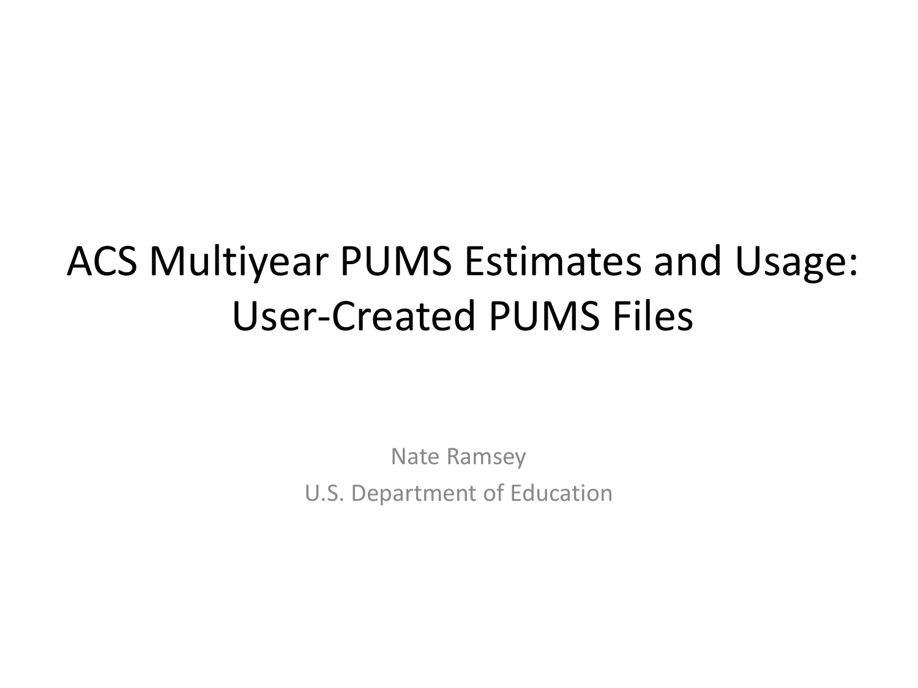# ACS Multiyear PUMS Estimates and Usage: User-Created PUMS Files

Nate Ramsey

U.S. Department of Education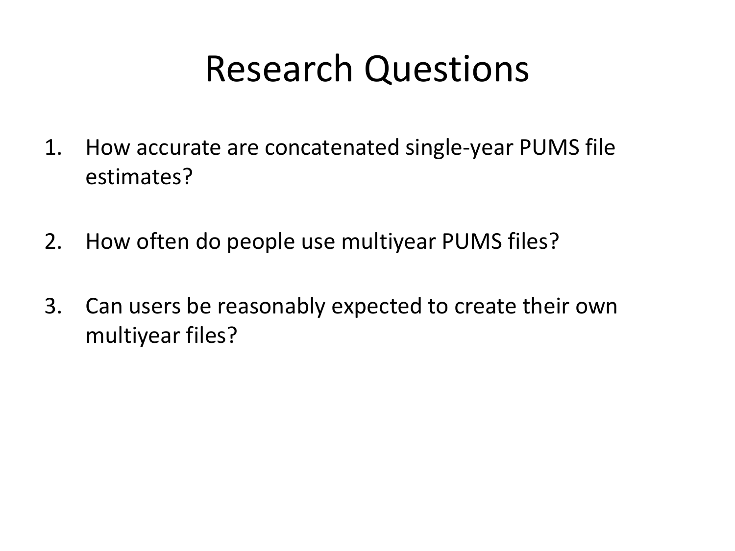# Research Questions

1. How accurate are concatenated single-year PUMS file estimates?
2. How often do people use multiyear PUMS files?
3. Can users be reasonably expected to create their own multiyear files?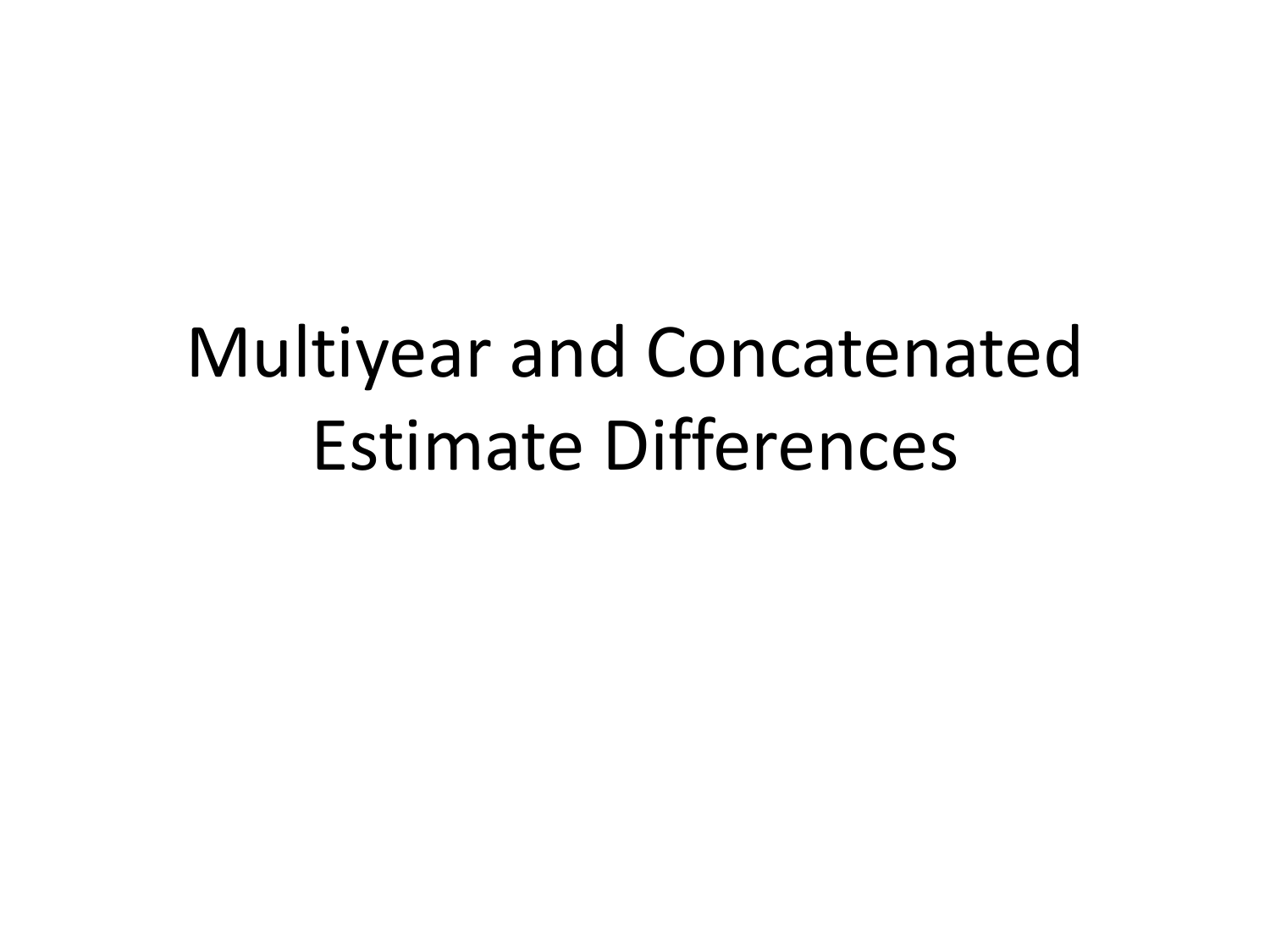# Multiyear and Concatenated Estimate Differences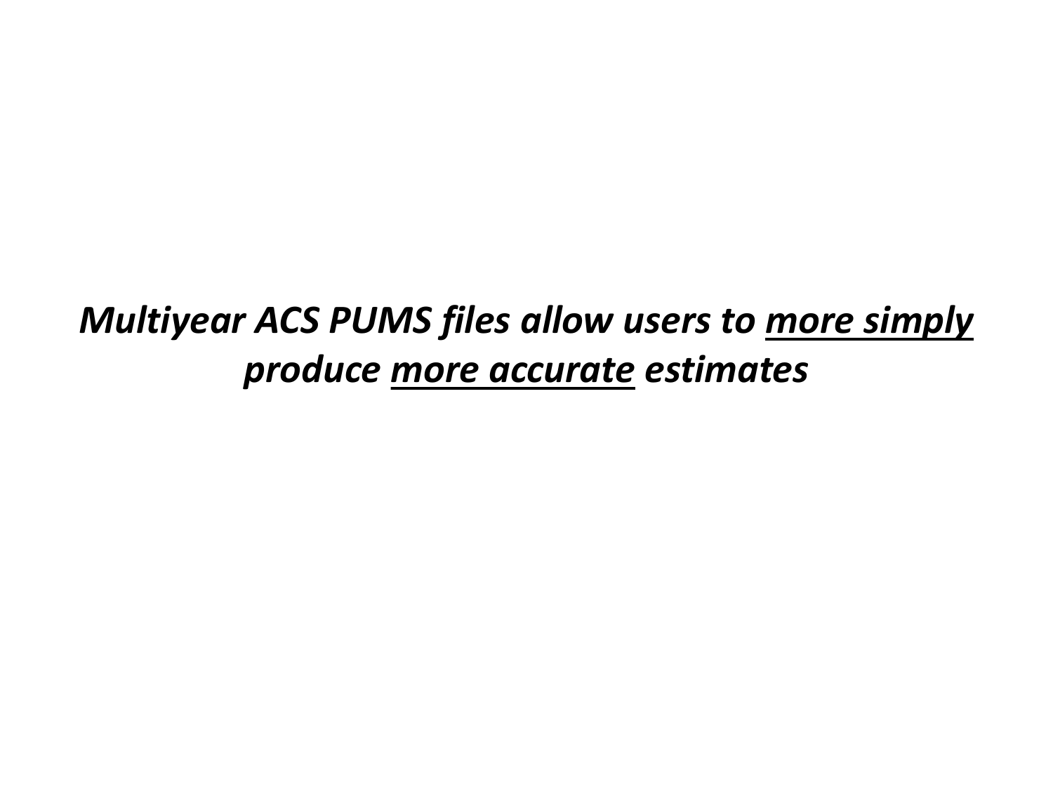***Multiyear ACS PUMS files allow users to <u>more simply</u> produce <u>more accurate</u> estimates***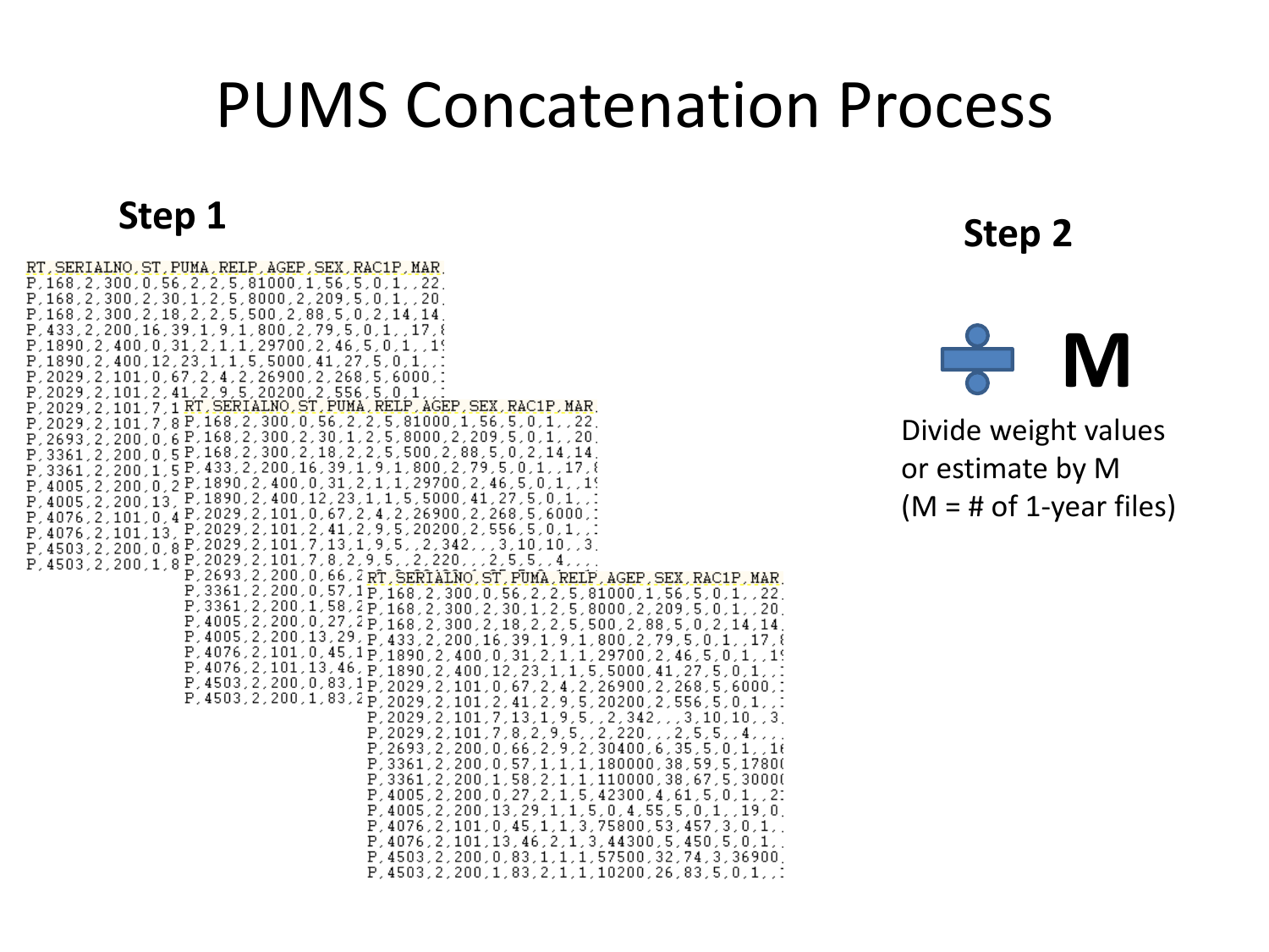# PUMS Concatenation Process

## Step 1

```
RT,SERIALNO,ST,PUMA,RELP,AGEP,SEX,RAC1P,MAR,
P,168,2,300,0,56,2,2,5,81000,1,56,5,0,1,,22,
P,168,2,300,2,30,1,2,5,8000,2,209,5,0,1,,20,
P,168,2,300,2,18,2,2,5,500,2,88,5,0,2,14,14,
P,433,2,200,16,39,1,9,1,800,2,79,5,0,1,,17,
P,1890,2,400,0,31,2,1,1,29700,2,46,5,0,1,,1
P,1890,2,400,12,23,1,1,5,5000,41,27,5,0,1,,
P,2029,2,101,0,67,2,4,2,26900,2,268,5,6000,
P,2029,2,101,2,41,2,9,5,20200,2,556,5,0,1,,
P,2029,2,101,7,13,1,9,5,,2,342,,,3,10,10,,3,
P,2029,2,101,7,8,2,9,5,,2,220,,,2,5,5,,4,,,
P,2693,2,200,0,66,2,9,2,30400,6,35,5,0,1,,1
P,3361,2,200,0,57,1,1,1,180000,38,59,5,1780
P,3361,2,200,1,58,2,1,1,110000,38,67,5,3000
P,4005,2,200,0,27,2,1,5,42300,4,61,5,0,1,,2
P,4005,2,200,13,29,1,1,5,0,4,55,5,0,1,,19,0,
P,4076,2,101,0,45,1,1,3,75800,53,457,3,0,1,
P,4076,2,101,13,46,2,1,3,44300,5,450,5,0,1,
P,4503,2,200,0,83,1,1,1,57500,32,74,3,36900
P,4503,2,200,1,83,2,1,1,10200,26,83,5,0,1,,
```

## Step 2

÷ **M**

Divide weight values or estimate by M (M = # of 1-year files)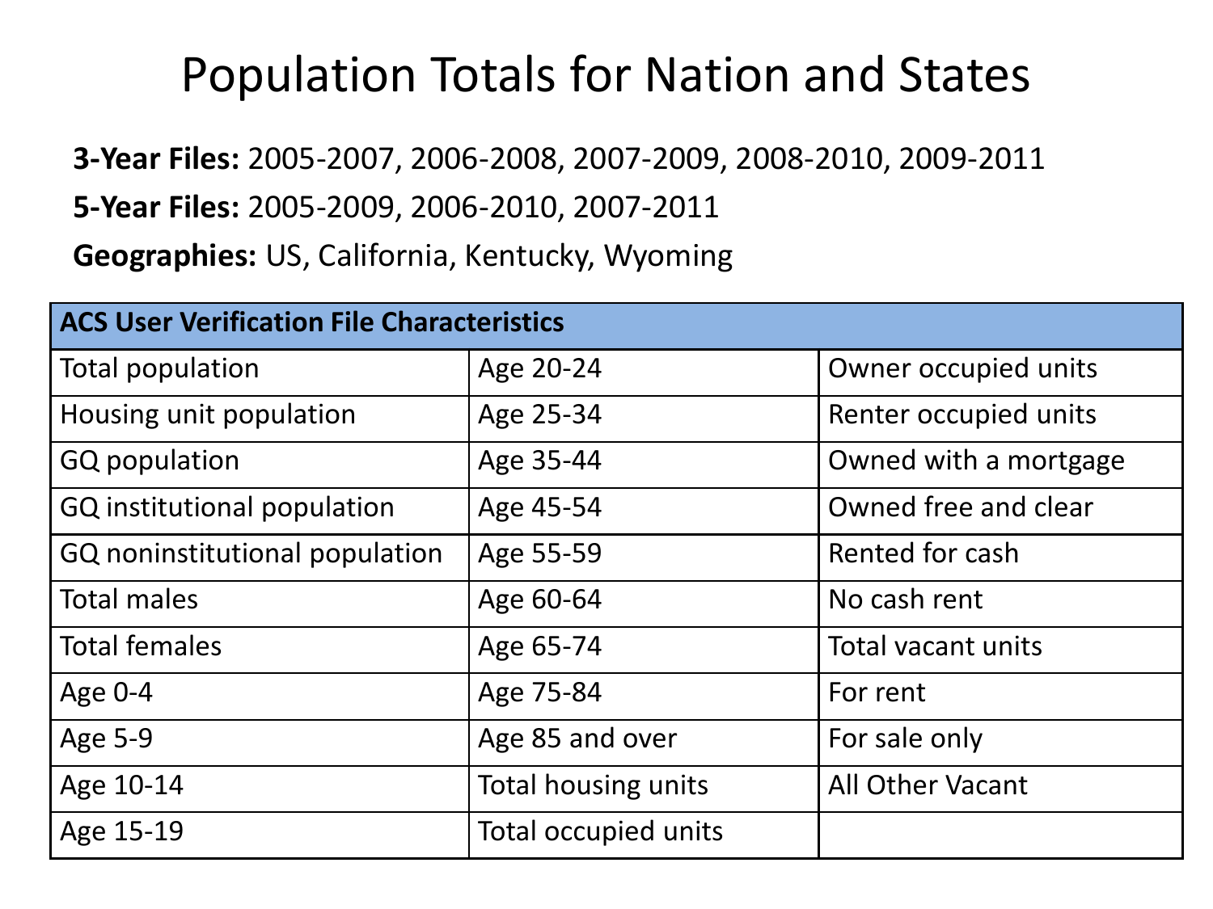# Population Totals for Nation and States

**3-Year Files:** 2005-2007, 2006-2008, 2007-2009, 2008-2010, 2009-2011

**5-Year Files:** 2005-2009, 2006-2010, 2007-2011

**Geographies:** US, California, Kentucky, Wyoming

| ACS User Verification File Characteristics | | |
|---|---|---|
| Total population | Age 20-24 | Owner occupied units |
| Housing unit population | Age 25-34 | Renter occupied units |
| GQ population | Age 35-44 | Owned with a mortgage |
| GQ institutional population | Age 45-54 | Owned free and clear |
| GQ noninstitutional population | Age 55-59 | Rented for cash |
| Total males | Age 60-64 | No cash rent |
| Total females | Age 65-74 | Total vacant units |
| Age 0-4 | Age 75-84 | For rent |
| Age 5-9 | Age 85 and over | For sale only |
| Age 10-14 | Total housing units | All Other Vacant |
| Age 15-19 | Total occupied units | |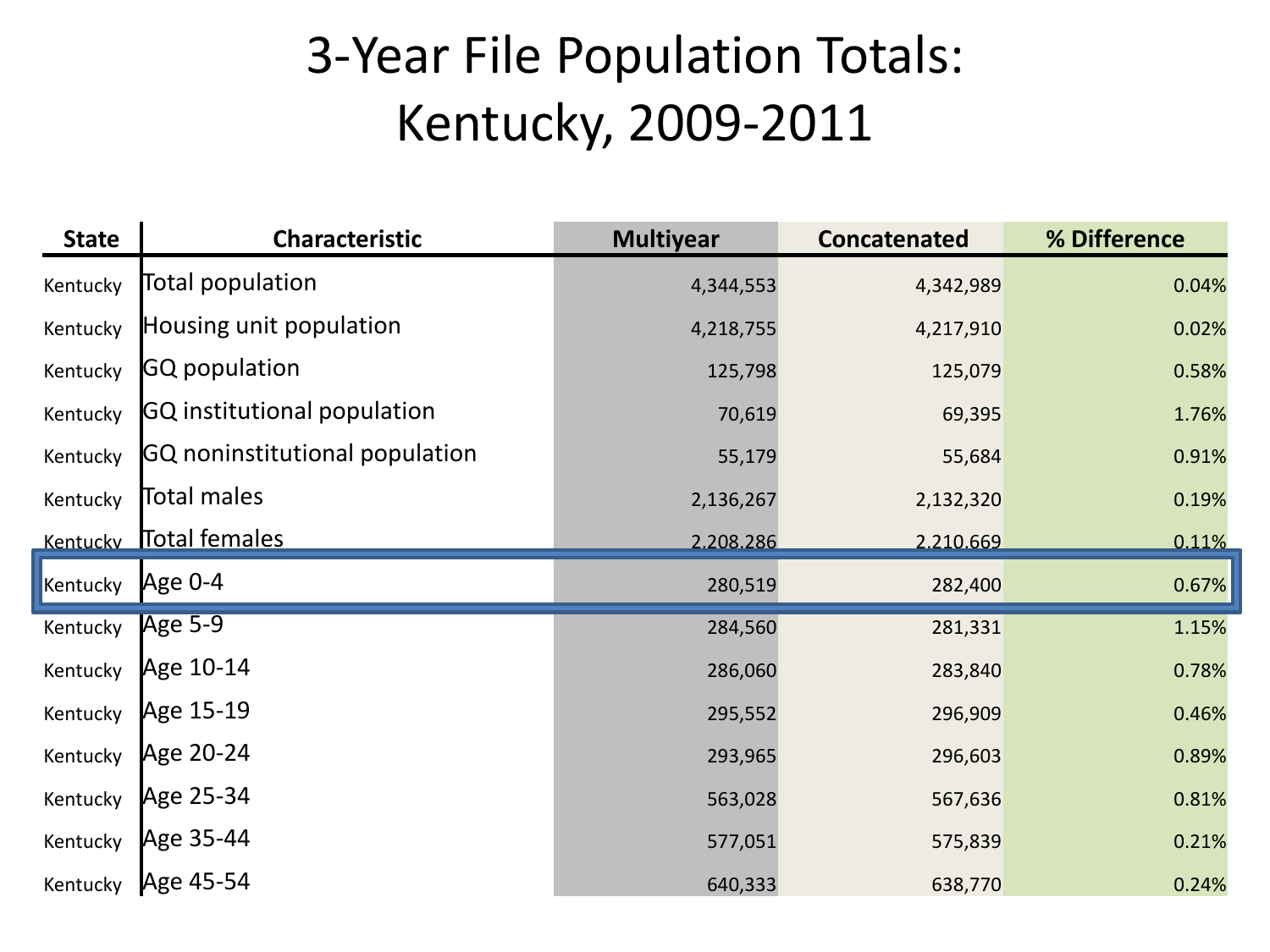# 3-Year File Population Totals: Kentucky, 2009-2011

| State | Characteristic | Multiyear | Concatenated | % Difference |
|---|---|---|---|---|
| Kentucky | Total population | 4,344,553 | 4,342,989 | 0.04% |
| Kentucky | Housing unit population | 4,218,755 | 4,217,910 | 0.02% |
| Kentucky | GQ population | 125,798 | 125,079 | 0.58% |
| Kentucky | GQ institutional population | 70,619 | 69,395 | 1.76% |
| Kentucky | GQ noninstitutional population | 55,179 | 55,684 | 0.91% |
| Kentucky | Total males | 2,136,267 | 2,132,320 | 0.19% |
| Kentucky | Total females | 2,208,286 | 2,210,669 | 0.11% |
| Kentucky | Age 0-4 | 280,519 | 282,400 | 0.67% |
| Kentucky | Age 5-9 | 284,560 | 281,331 | 1.15% |
| Kentucky | Age 10-14 | 286,060 | 283,840 | 0.78% |
| Kentucky | Age 15-19 | 295,552 | 296,909 | 0.46% |
| Kentucky | Age 20-24 | 293,965 | 296,603 | 0.89% |
| Kentucky | Age 25-34 | 563,028 | 567,636 | 0.81% |
| Kentucky | Age 35-44 | 577,051 | 575,839 | 0.21% |
| Kentucky | Age 45-54 | 640,333 | 638,770 | 0.24% |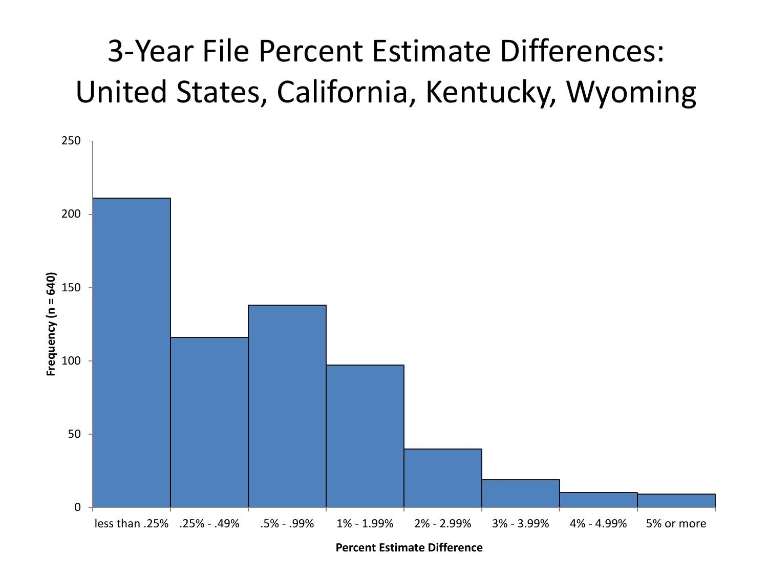# 3-Year File Percent Estimate Differences: United States, California, Kentucky, Wyoming

Frequency (n = 640)

250

200

150

100

50

0

less than .25% | .25% - .49% | .5% - .99% | 1% - 1.99% | 2% - 2.99% | 3% - 3.99% | 4% - 4.99% | 5% or more

**Percent Estimate Difference**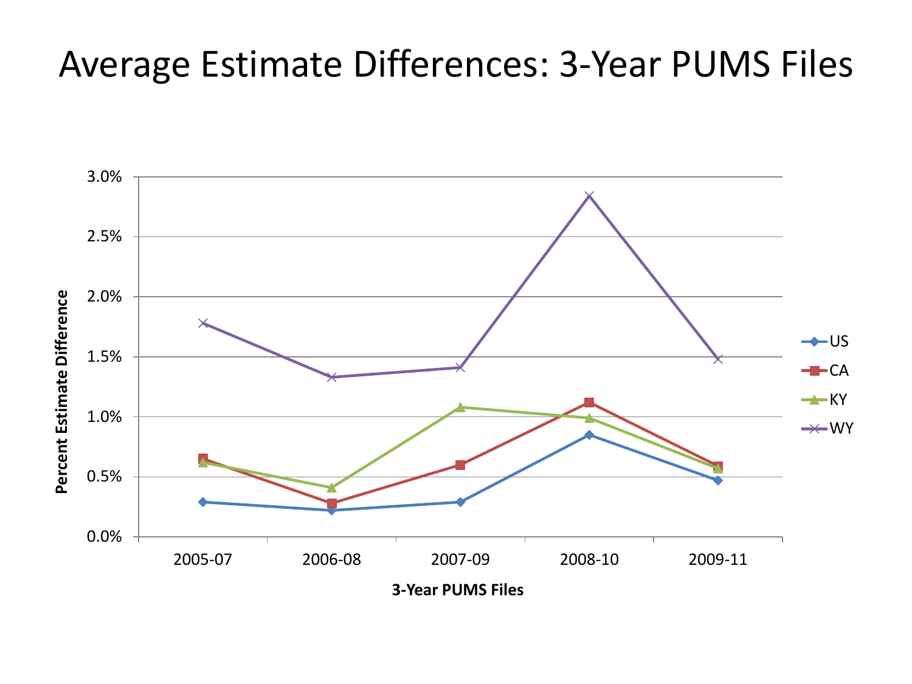# Average Estimate Differences: 3-Year PUMS Files

Percent Estimate Difference

3.0%
2.5%
2.0%
1.5%
1.0%
0.5%
0.0%

2005-07 2006-08 2007-09 2008-10 2009-11

3-Year PUMS Files

US
CA
KY
WY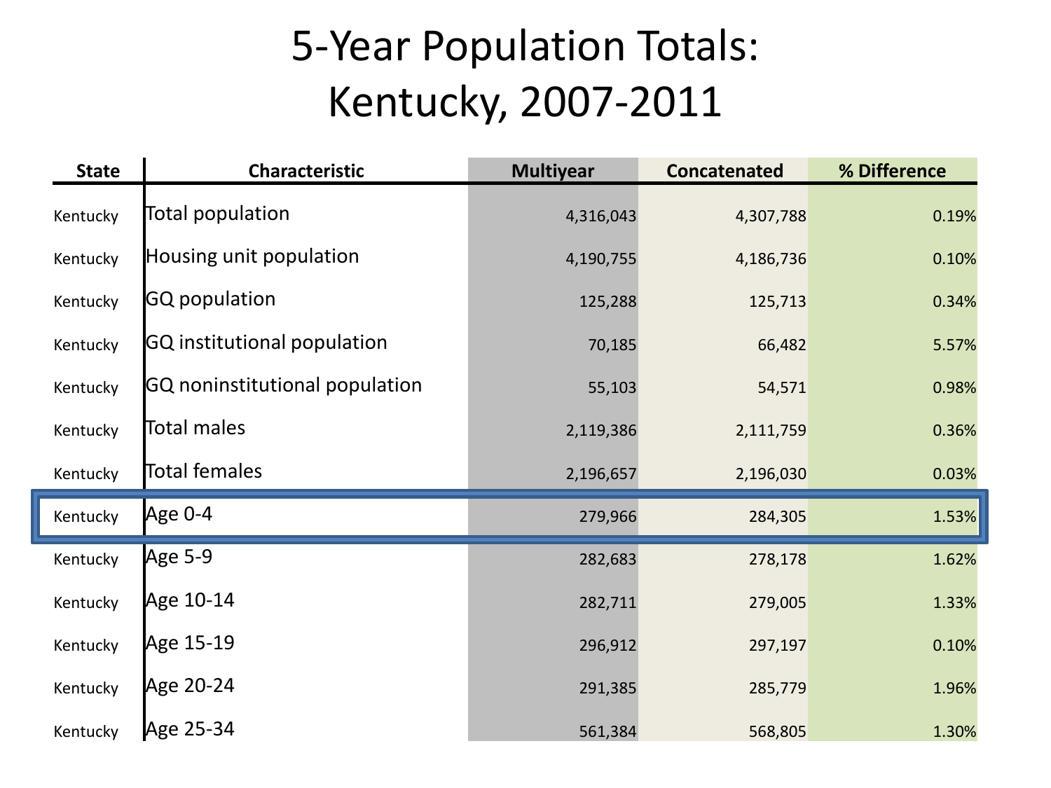# 5-Year Population Totals: Kentucky, 2007-2011

| State | Characteristic | Multiyear | Concatenated | % Difference |
|---|---|---|---|---|
| Kentucky | Total population | 4,316,043 | 4,307,788 | 0.19% |
| Kentucky | Housing unit population | 4,190,755 | 4,186,736 | 0.10% |
| Kentucky | GQ population | 125,288 | 125,713 | 0.34% |
| Kentucky | GQ institutional population | 70,185 | 66,482 | 5.57% |
| Kentucky | GQ noninstitutional population | 55,103 | 54,571 | 0.98% |
| Kentucky | Total males | 2,119,386 | 2,111,759 | 0.36% |
| Kentucky | Total females | 2,196,657 | 2,196,030 | 0.03% |
| Kentucky | Age 0-4 | 279,966 | 284,305 | 1.53% |
| Kentucky | Age 5-9 | 282,683 | 278,178 | 1.62% |
| Kentucky | Age 10-14 | 282,711 | 279,005 | 1.33% |
| Kentucky | Age 15-19 | 296,912 | 297,197 | 0.10% |
| Kentucky | Age 20-24 | 291,385 | 285,779 | 1.96% |
| Kentucky | Age 25-34 | 561,384 | 568,805 | 1.30% |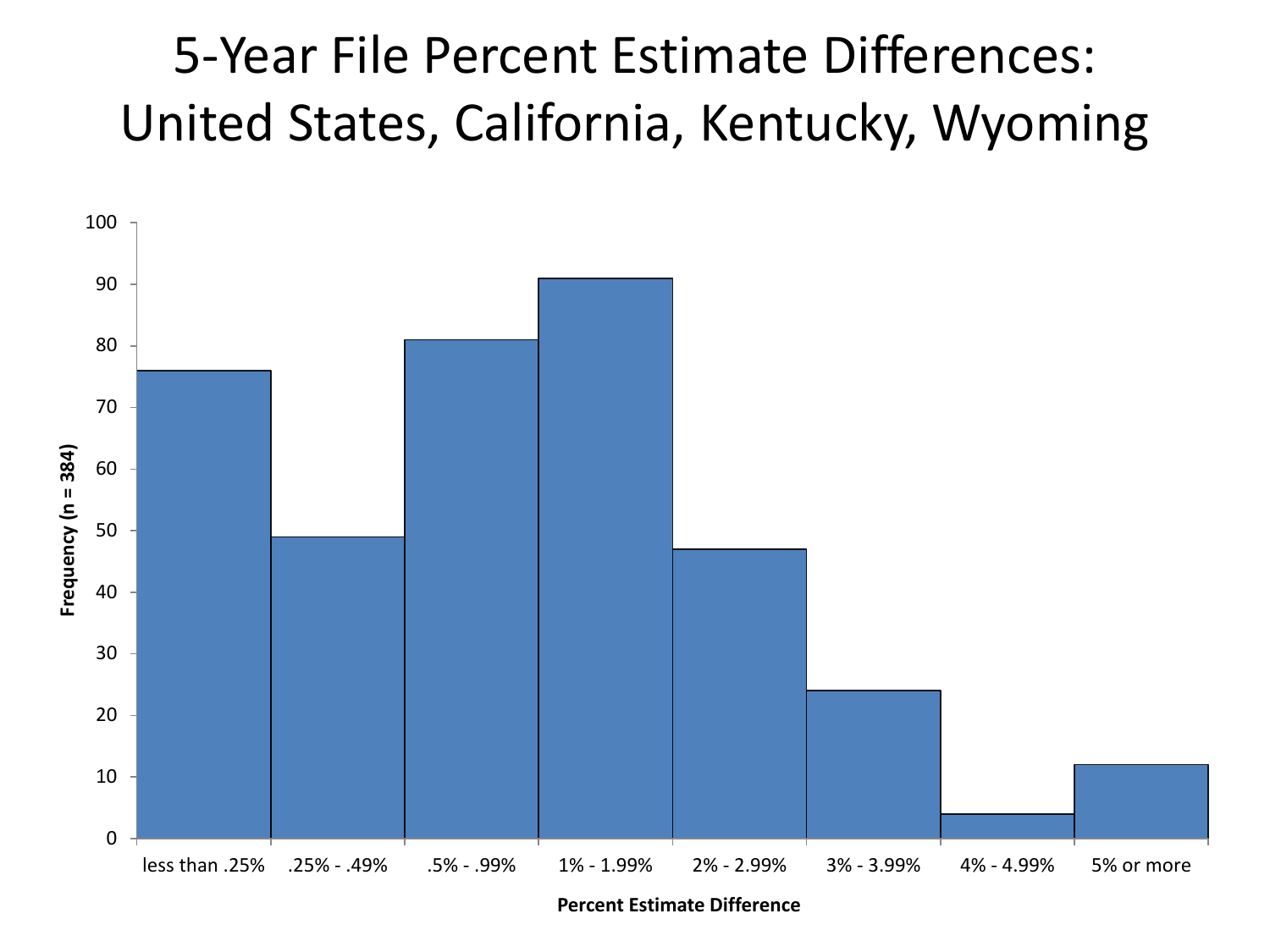# 5-Year File Percent Estimate Differences: United States, California, Kentucky, Wyoming

| Percent Estimate Difference | Frequency (n = 384) |
|---|---|
| less than .25% | 76 |
| .25% - .49% | 49 |
| .5% - .99% | 81 |
| 1% - 1.99% | 91 |
| 2% - 2.99% | 47 |
| 3% - 3.99% | 24 |
| 4% - 4.99% | 4 |
| 5% or more | 12 |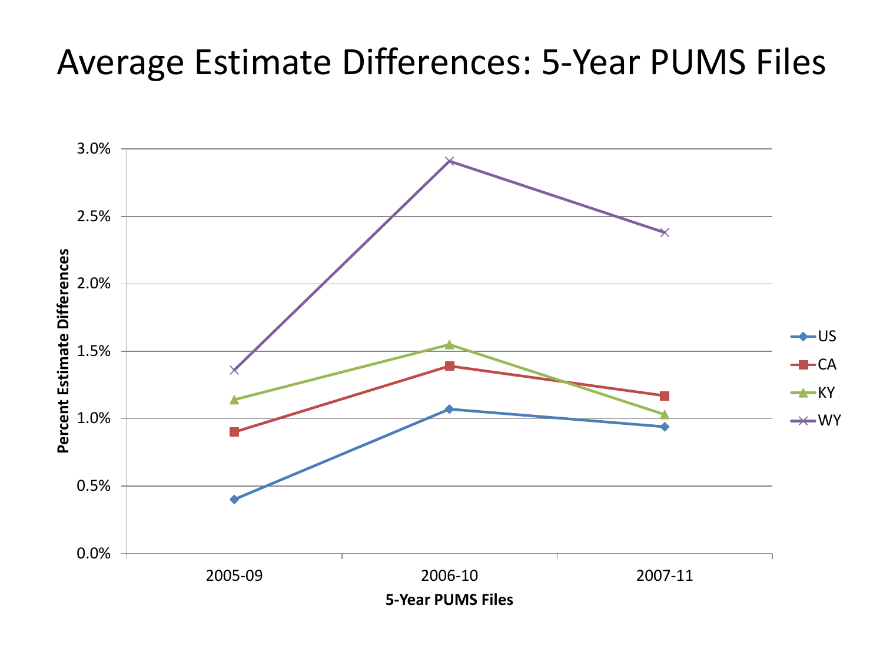# Average Estimate Differences: 5-Year PUMS Files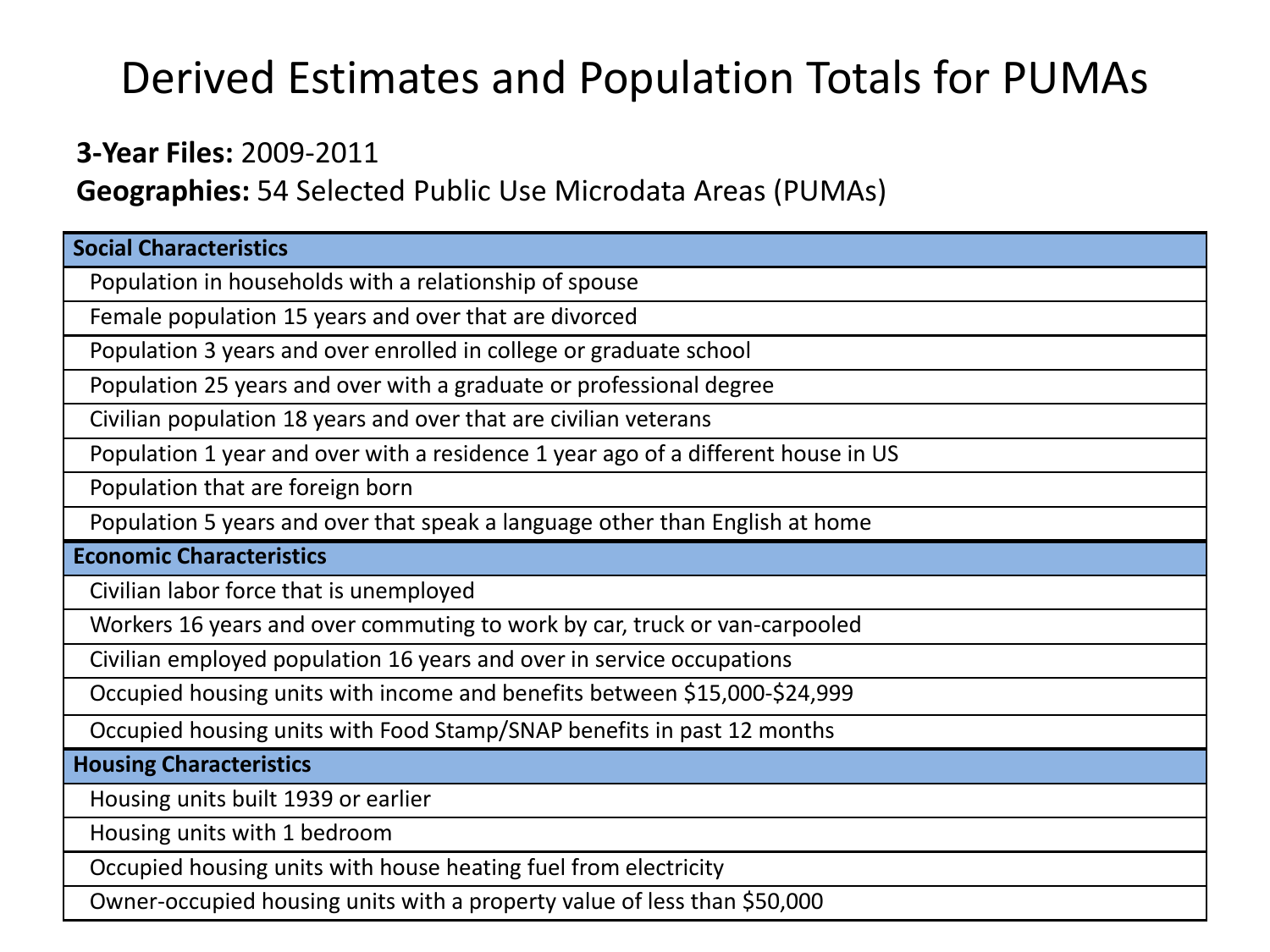# Derived Estimates and Population Totals for PUMAs

**3-Year Files:** 2009-2011

**Geographies:** 54 Selected Public Use Microdata Areas (PUMAs)

| **Social Characteristics** |
|---|
| Population in households with a relationship of spouse |
| Female population 15 years and over that are divorced |
| Population 3 years and over enrolled in college or graduate school |
| Population 25 years and over with a graduate or professional degree |
| Civilian population 18 years and over that are civilian veterans |
| Population 1 year and over with a residence 1 year ago of a different house in US |
| Population that are foreign born |
| Population 5 years and over that speak a language other than English at home |
| **Economic Characteristics** |
| Civilian labor force that is unemployed |
| Workers 16 years and over commuting to work by car, truck or van-carpooled |
| Civilian employed population 16 years and over in service occupations |
| Occupied housing units with income and benefits between $15,000-$24,999 |
| Occupied housing units with Food Stamp/SNAP benefits in past 12 months |
| **Housing Characteristics** |
| Housing units built 1939 or earlier |
| Housing units with 1 bedroom |
| Occupied housing units with house heating fuel from electricity |
| Owner-occupied housing units with a property value of less than $50,000 |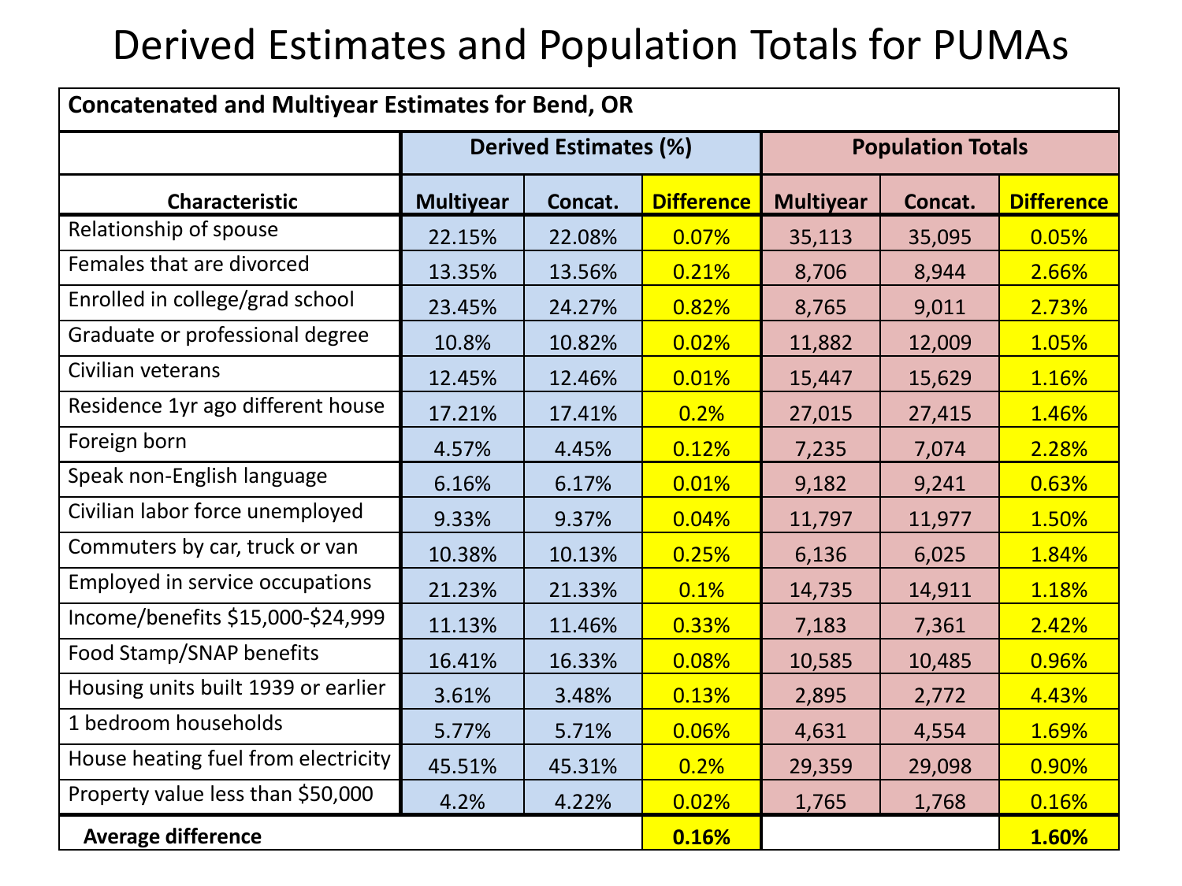# Derived Estimates and Population Totals for PUMAs

| Concatenated and Multiyear Estimates for Bend, OR | | | | | | |
|---|---|---|---|---|---|---|
| | **Derived Estimates (%)** | | | **Population Totals** | | |
| **Characteristic** | **Multiyear** | **Concat.** | **Difference** | **Multiyear** | **Concat.** | **Difference** |
| Relationship of spouse | 22.15% | 22.08% | 0.07% | 35,113 | 35,095 | 0.05% |
| Females that are divorced | 13.35% | 13.56% | 0.21% | 8,706 | 8,944 | 2.66% |
| Enrolled in college/grad school | 23.45% | 24.27% | 0.82% | 8,765 | 9,011 | 2.73% |
| Graduate or professional degree | 10.8% | 10.82% | 0.02% | 11,882 | 12,009 | 1.05% |
| Civilian veterans | 12.45% | 12.46% | 0.01% | 15,447 | 15,629 | 1.16% |
| Residence 1yr ago different house | 17.21% | 17.41% | 0.2% | 27,015 | 27,415 | 1.46% |
| Foreign born | 4.57% | 4.45% | 0.12% | 7,235 | 7,074 | 2.28% |
| Speak non-English language | 6.16% | 6.17% | 0.01% | 9,182 | 9,241 | 0.63% |
| Civilian labor force unemployed | 9.33% | 9.37% | 0.04% | 11,797 | 11,977 | 1.50% |
| Commuters by car, truck or van | 10.38% | 10.13% | 0.25% | 6,136 | 6,025 | 1.84% |
| Employed in service occupations | 21.23% | 21.33% | 0.1% | 14,735 | 14,911 | 1.18% |
| Income/benefits $15,000-$24,999 | 11.13% | 11.46% | 0.33% | 7,183 | 7,361 | 2.42% |
| Food Stamp/SNAP benefits | 16.41% | 16.33% | 0.08% | 10,585 | 10,485 | 0.96% |
| Housing units built 1939 or earlier | 3.61% | 3.48% | 0.13% | 2,895 | 2,772 | 4.43% |
| 1 bedroom households | 5.77% | 5.71% | 0.06% | 4,631 | 4,554 | 1.69% |
| House heating fuel from electricity | 45.51% | 45.31% | 0.2% | 29,359 | 29,098 | 0.90% |
| Property value less than $50,000 | 4.2% | 4.22% | 0.02% | 1,765 | 1,768 | 0.16% |
| **Average difference** | | | **0.16%** | | | **1.60%** |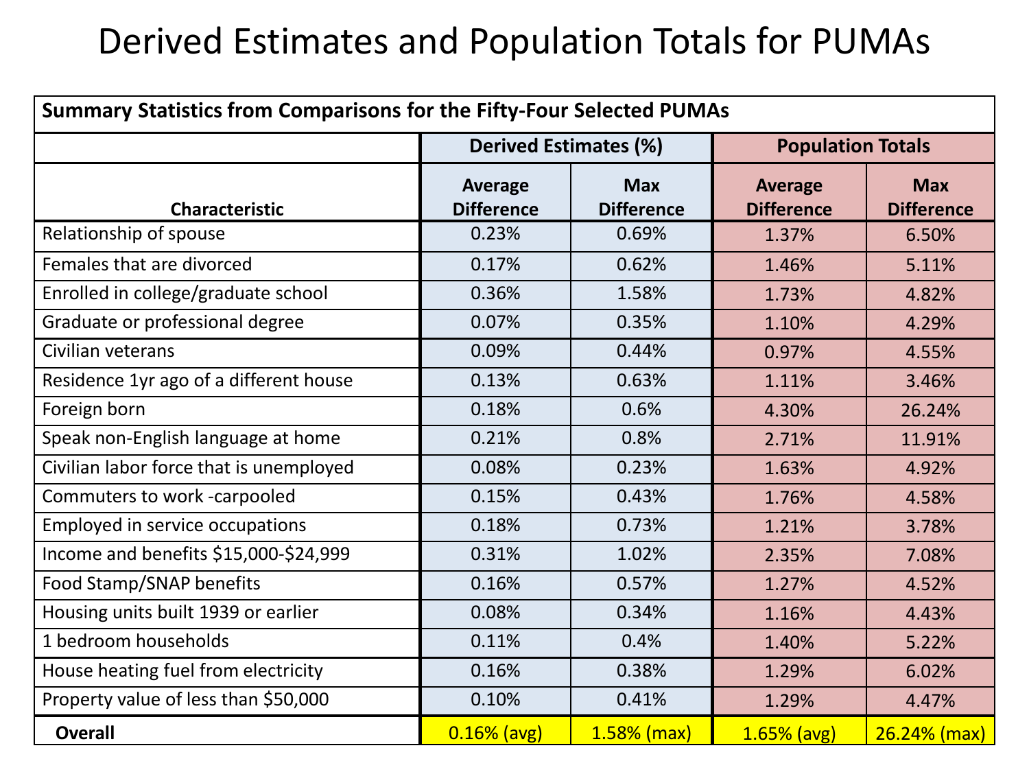# Derived Estimates and Population Totals for PUMAs

| Summary Statistics from Comparisons for the Fifty-Four Selected PUMAs | | | | |
|---|---|---|---|---|
| | Derived Estimates (%) | | Population Totals | |
| **Characteristic** | **Average Difference** | **Max Difference** | **Average Difference** | **Max Difference** |
| Relationship of spouse | 0.23% | 0.69% | 1.37% | 6.50% |
| Females that are divorced | 0.17% | 0.62% | 1.46% | 5.11% |
| Enrolled in college/graduate school | 0.36% | 1.58% | 1.73% | 4.82% |
| Graduate or professional degree | 0.07% | 0.35% | 1.10% | 4.29% |
| Civilian veterans | 0.09% | 0.44% | 0.97% | 4.55% |
| Residence 1yr ago of a different house | 0.13% | 0.63% | 1.11% | 3.46% |
| Foreign born | 0.18% | 0.6% | 4.30% | 26.24% |
| Speak non-English language at home | 0.21% | 0.8% | 2.71% | 11.91% |
| Civilian labor force that is unemployed | 0.08% | 0.23% | 1.63% | 4.92% |
| Commuters to work -carpooled | 0.15% | 0.43% | 1.76% | 4.58% |
| Employed in service occupations | 0.18% | 0.73% | 1.21% | 3.78% |
| Income and benefits $15,000-$24,999 | 0.31% | 1.02% | 2.35% | 7.08% |
| Food Stamp/SNAP benefits | 0.16% | 0.57% | 1.27% | 4.52% |
| Housing units built 1939 or earlier | 0.08% | 0.34% | 1.16% | 4.43% |
| 1 bedroom households | 0.11% | 0.4% | 1.40% | 5.22% |
| House heating fuel from electricity | 0.16% | 0.38% | 1.29% | 6.02% |
| Property value of less than $50,000 | 0.10% | 0.41% | 1.29% | 4.47% |
| **Overall** | 0.16% (avg) | 1.58% (max) | 1.65% (avg) | 26.24% (max) |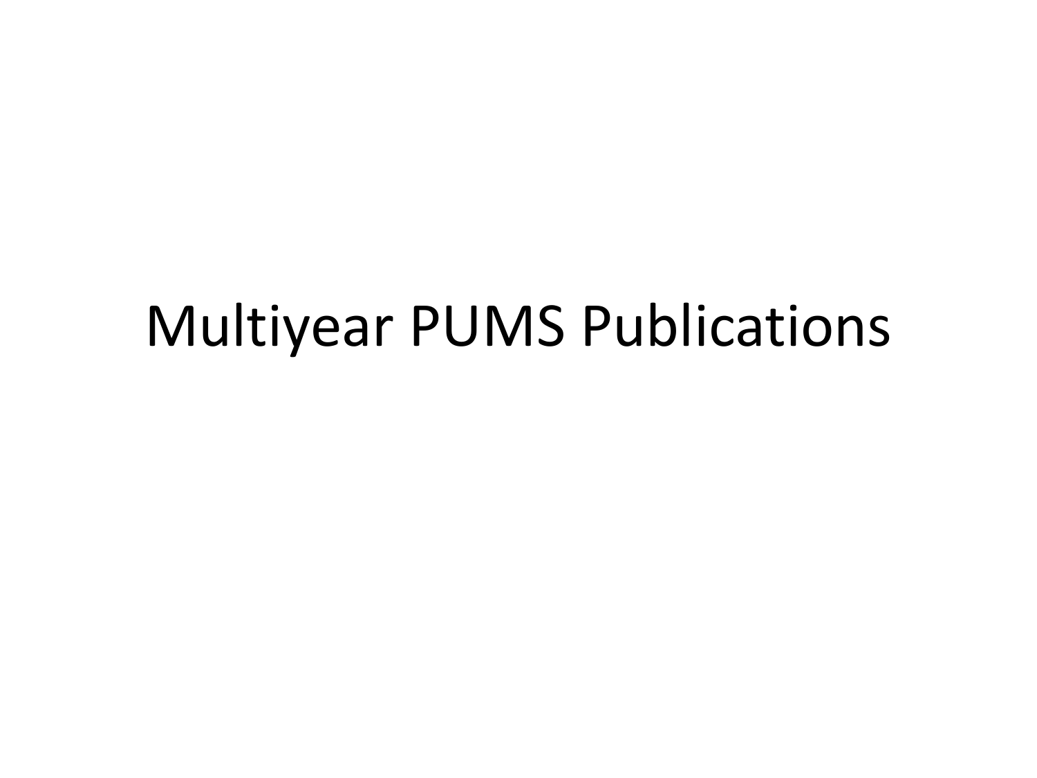# Multiyear PUMS Publications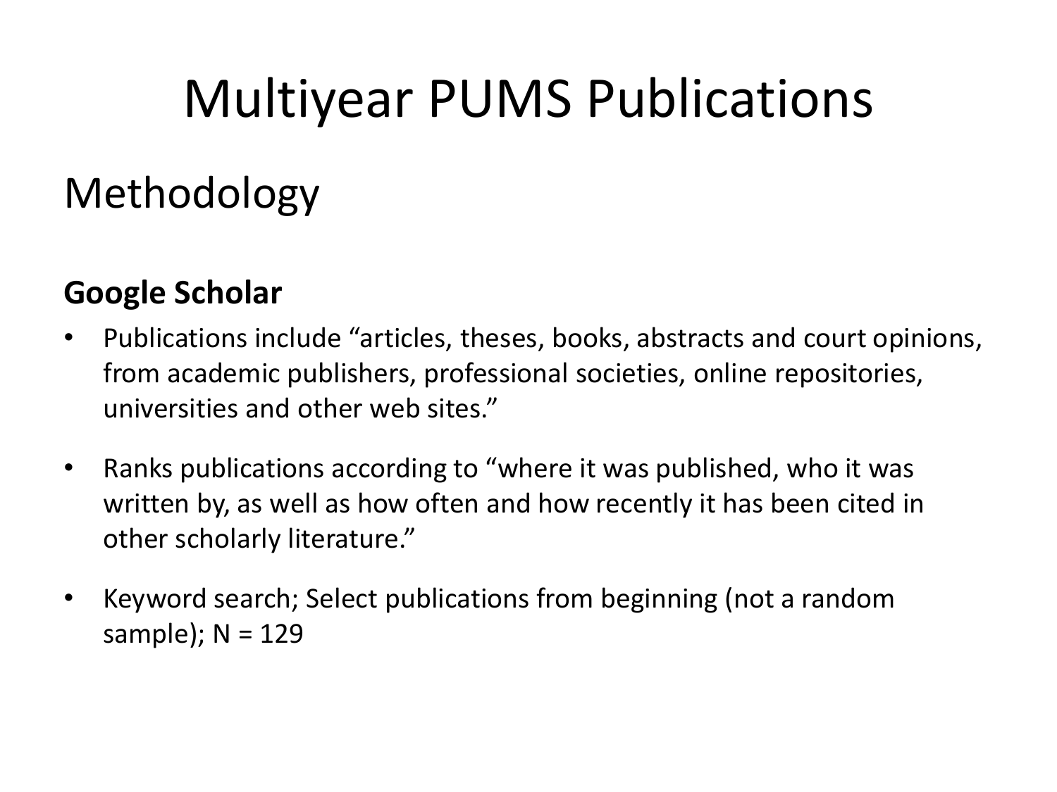# Multiyear PUMS Publications

## Methodology

### Google Scholar

- Publications include “articles, theses, books, abstracts and court opinions, from academic publishers, professional societies, online repositories, universities and other web sites.”
- Ranks publications according to “where it was published, who it was written by, as well as how often and how recently it has been cited in other scholarly literature.”
- Keyword search; Select publications from beginning (not a random sample); N = 129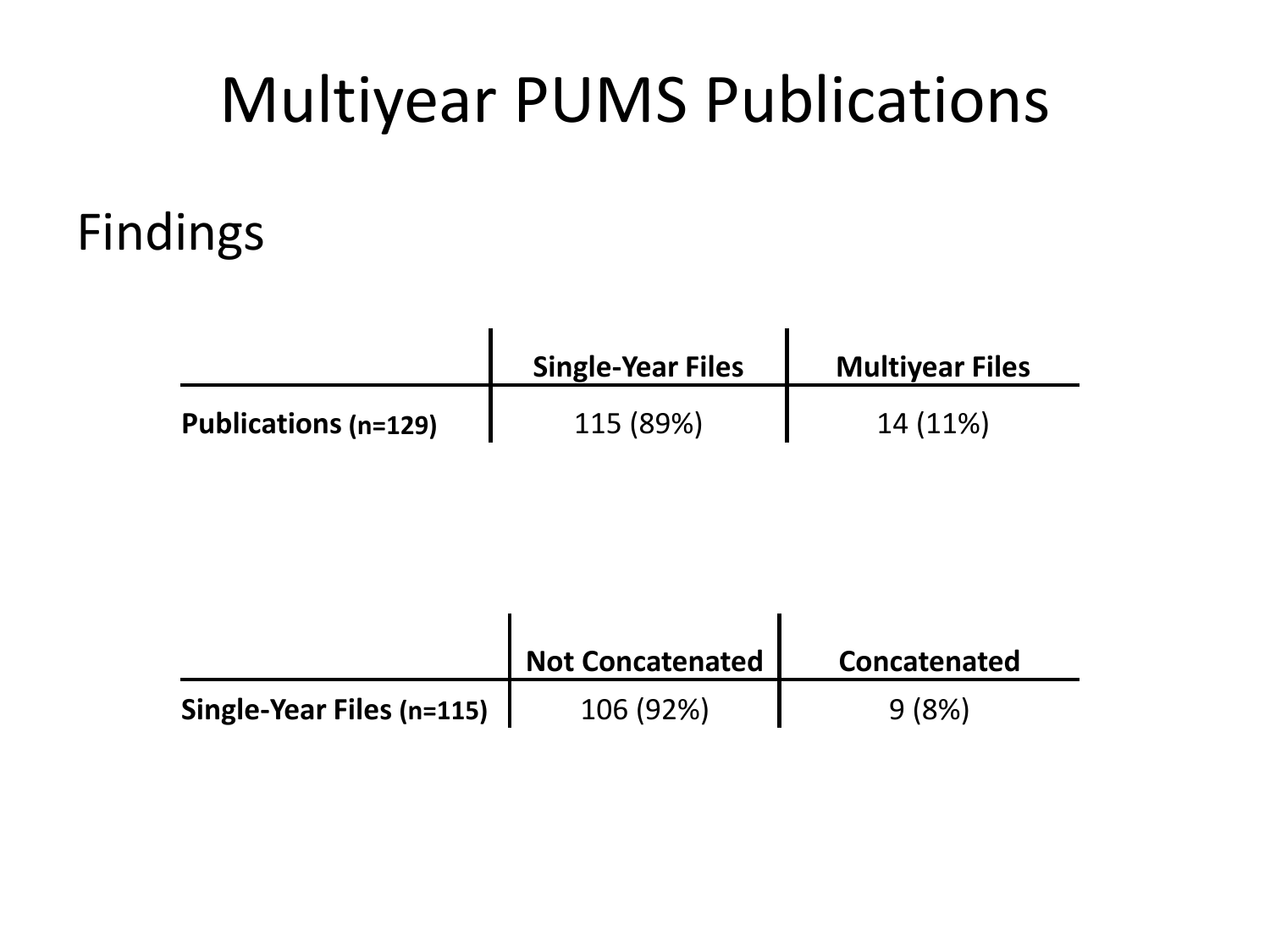# Multiyear PUMS Publications

## Findings

| | Single-Year Files | Multiyear Files |
|---|---|---|
| **Publications (n=129)** | 115 (89%) | 14 (11%) |

| | Not Concatenated | Concatenated |
|---|---|---|
| **Single-Year Files (n=115)** | 106 (92%) | 9 (8%) |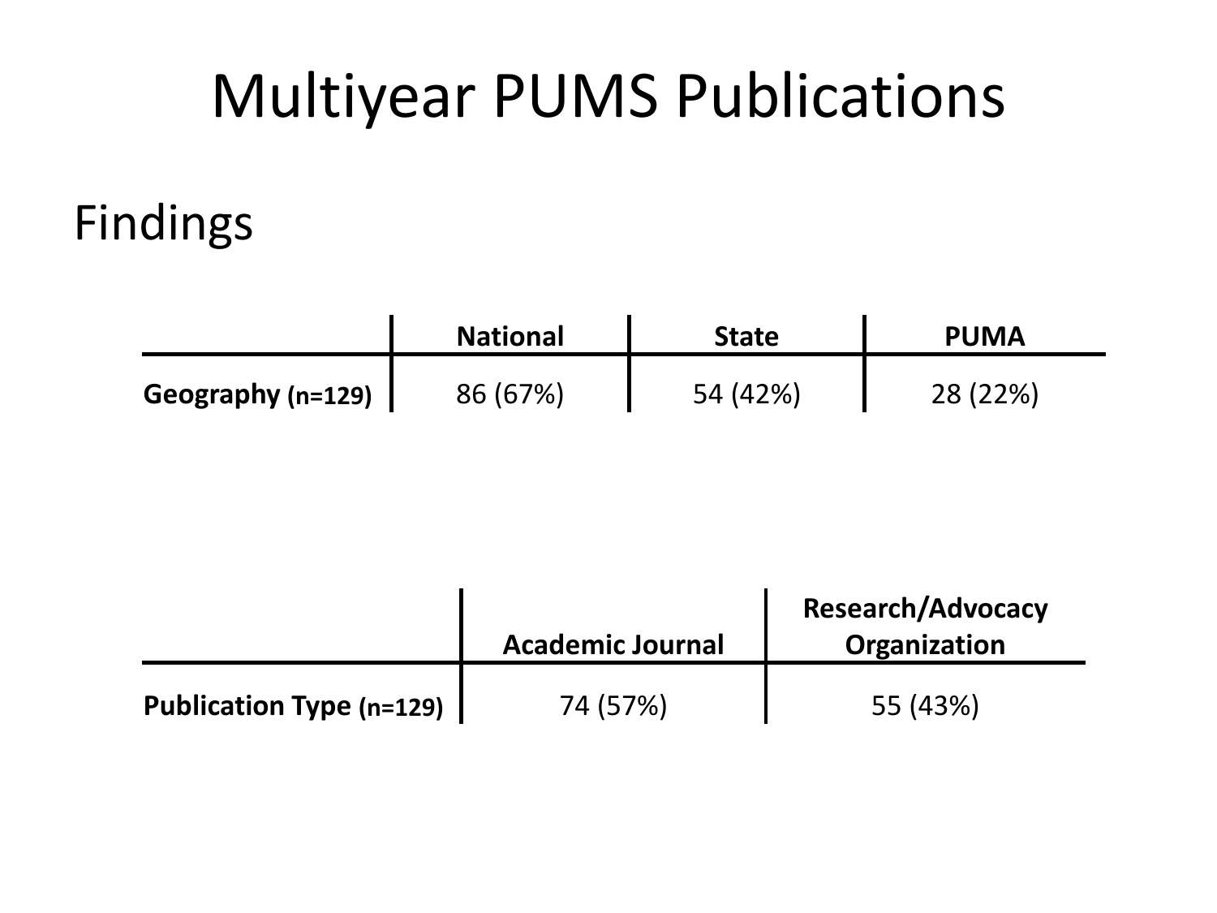# Multiyear PUMS Publications

## Findings

| | National | State | PUMA |
|---|---|---|---|
| **Geography (n=129)** | 86 (67%) | 54 (42%) | 28 (22%) |

| | Academic Journal | Research/Advocacy Organization |
|---|---|---|
| **Publication Type (n=129)** | 74 (57%) | 55 (43%) |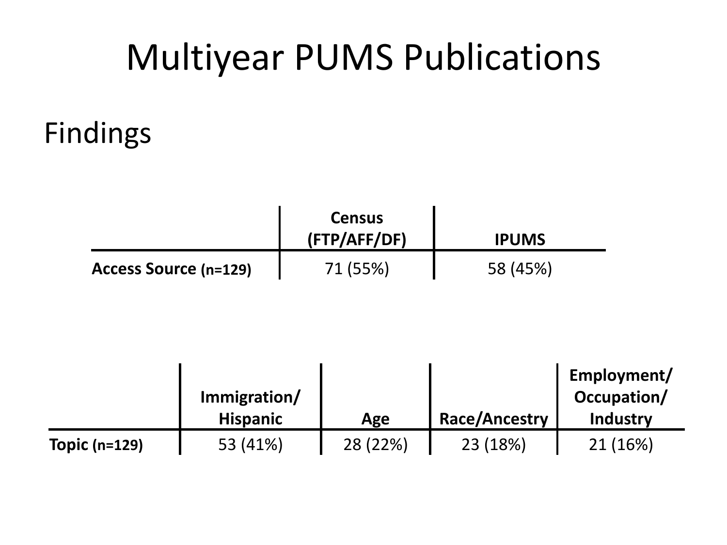# Multiyear PUMS Publications

## Findings

| | Census (FTP/AFF/DF) | IPUMS |
|---|---|---|
| **Access Source (n=129)** | 71 (55%) | 58 (45%) |

| | Immigration/ Hispanic | Age | Race/Ancestry | Employment/ Occupation/ Industry |
|---|---|---|---|---|
| **Topic (n=129)** | 53 (41%) | 28 (22%) | 23 (18%) | 21 (16%) |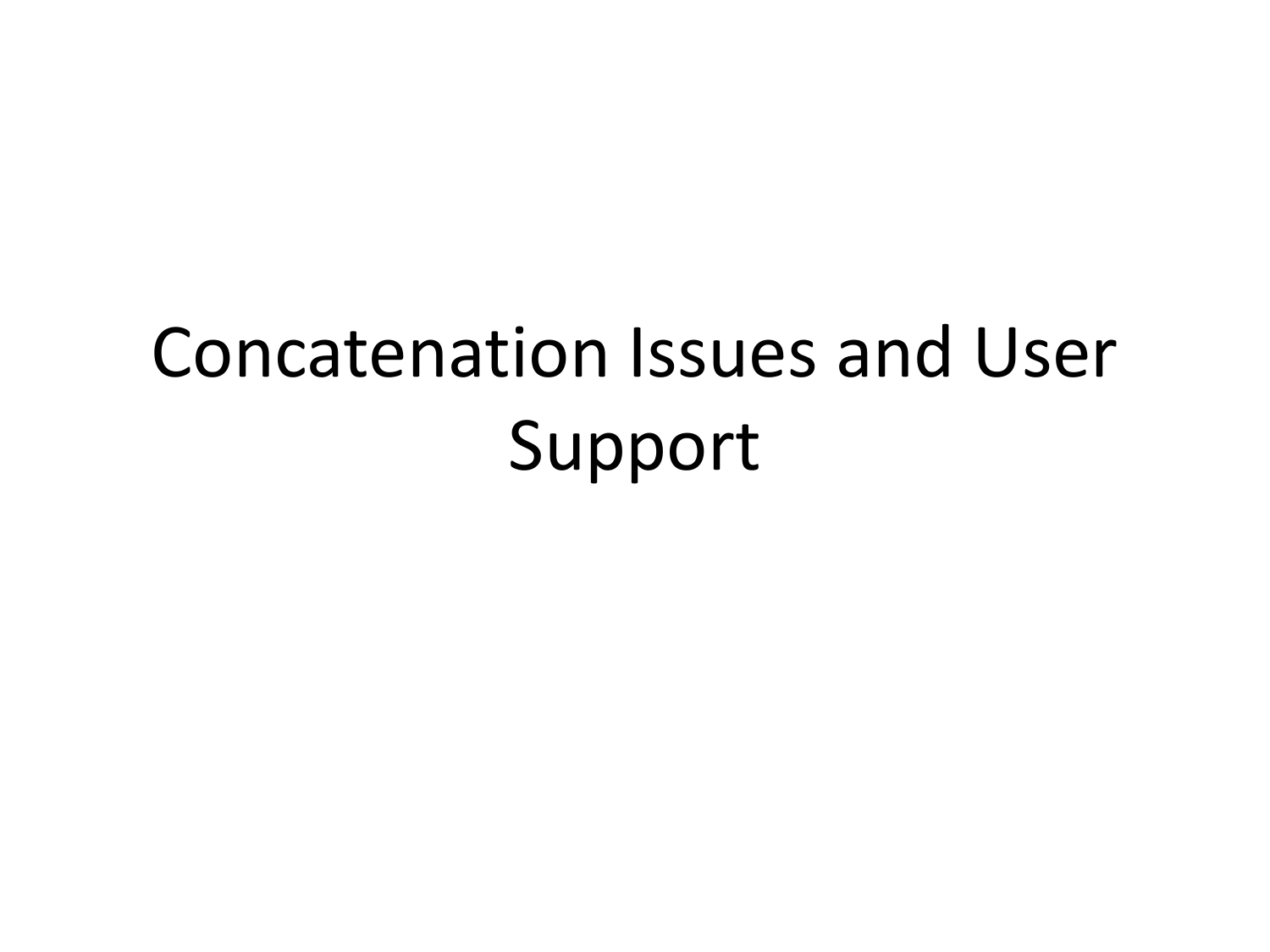# Concatenation Issues and User Support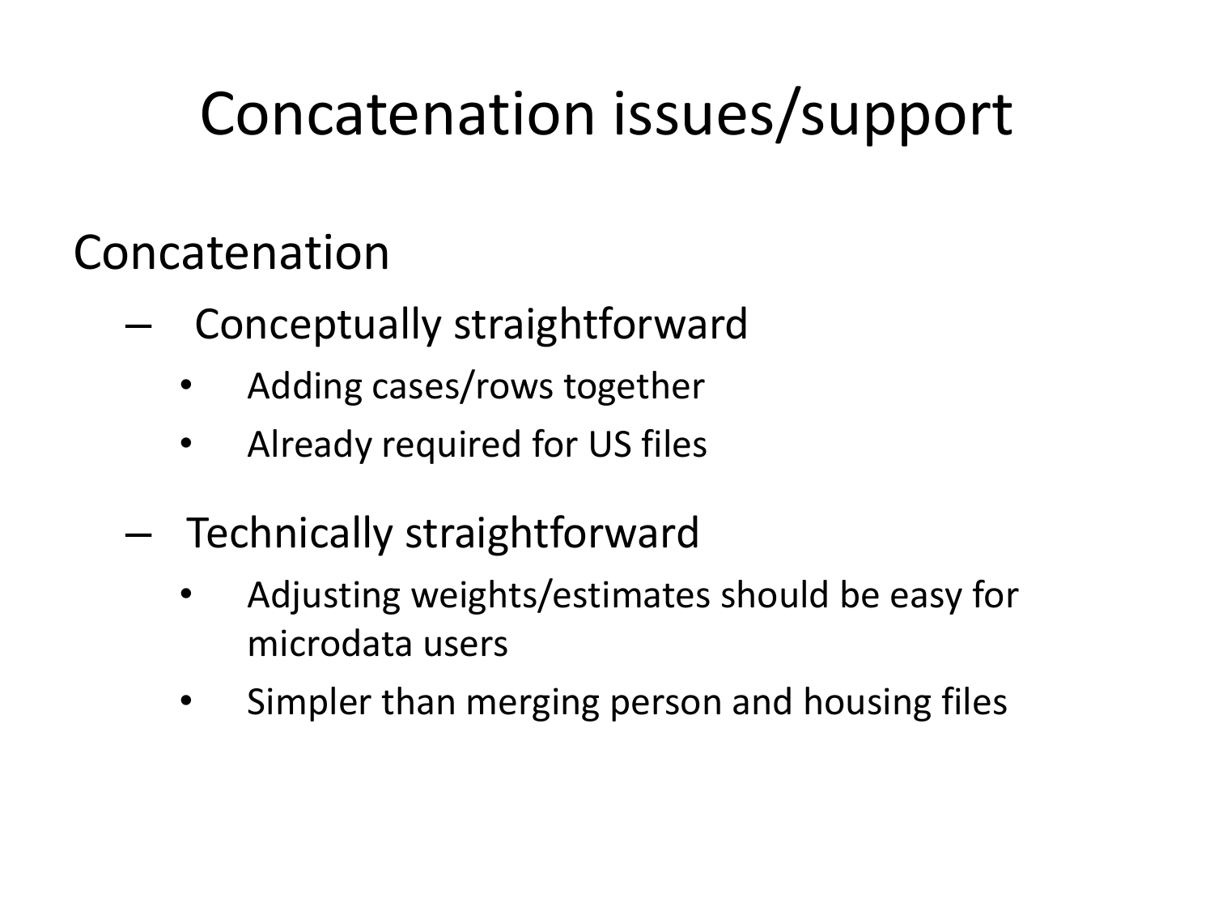# Concatenation issues/support

## Concatenation

- Conceptually straightforward
  - Adding cases/rows together
  - Already required for US files
- Technically straightforward
  - Adjusting weights/estimates should be easy for microdata users
  - Simpler than merging person and housing files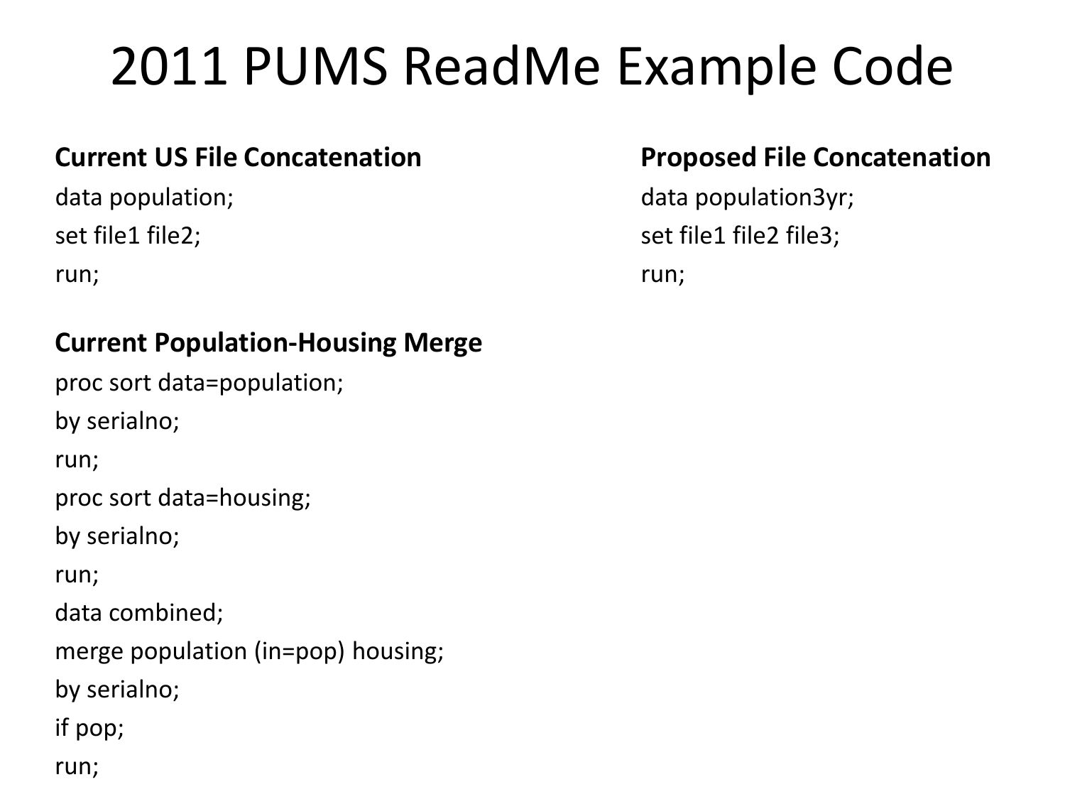# 2011 PUMS ReadMe Example Code

**Current US File Concatenation**

```
data population;
set file1 file2;
run;
```

**Current Population-Housing Merge**

```
proc sort data=population;
by serialno;
run;
proc sort data=housing;
by serialno;
run;
data combined;
merge population (in=pop) housing;
by serialno;
if pop;
run;
```

**Proposed File Concatenation**

```
data population3yr;
set file1 file2 file3;
run;
```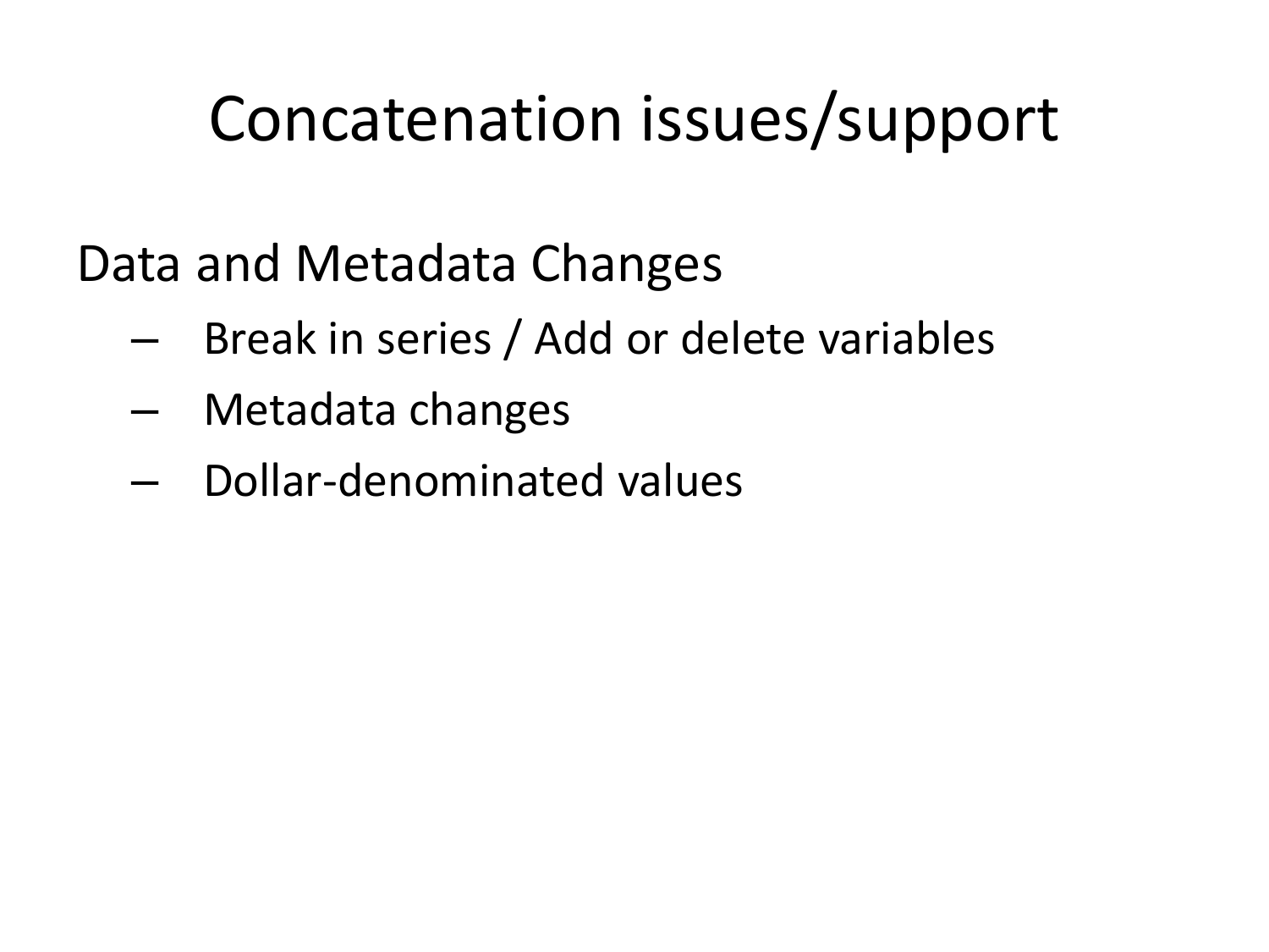# Concatenation issues/support

Data and Metadata Changes

- Break in series / Add or delete variables
- Metadata changes
- Dollar-denominated values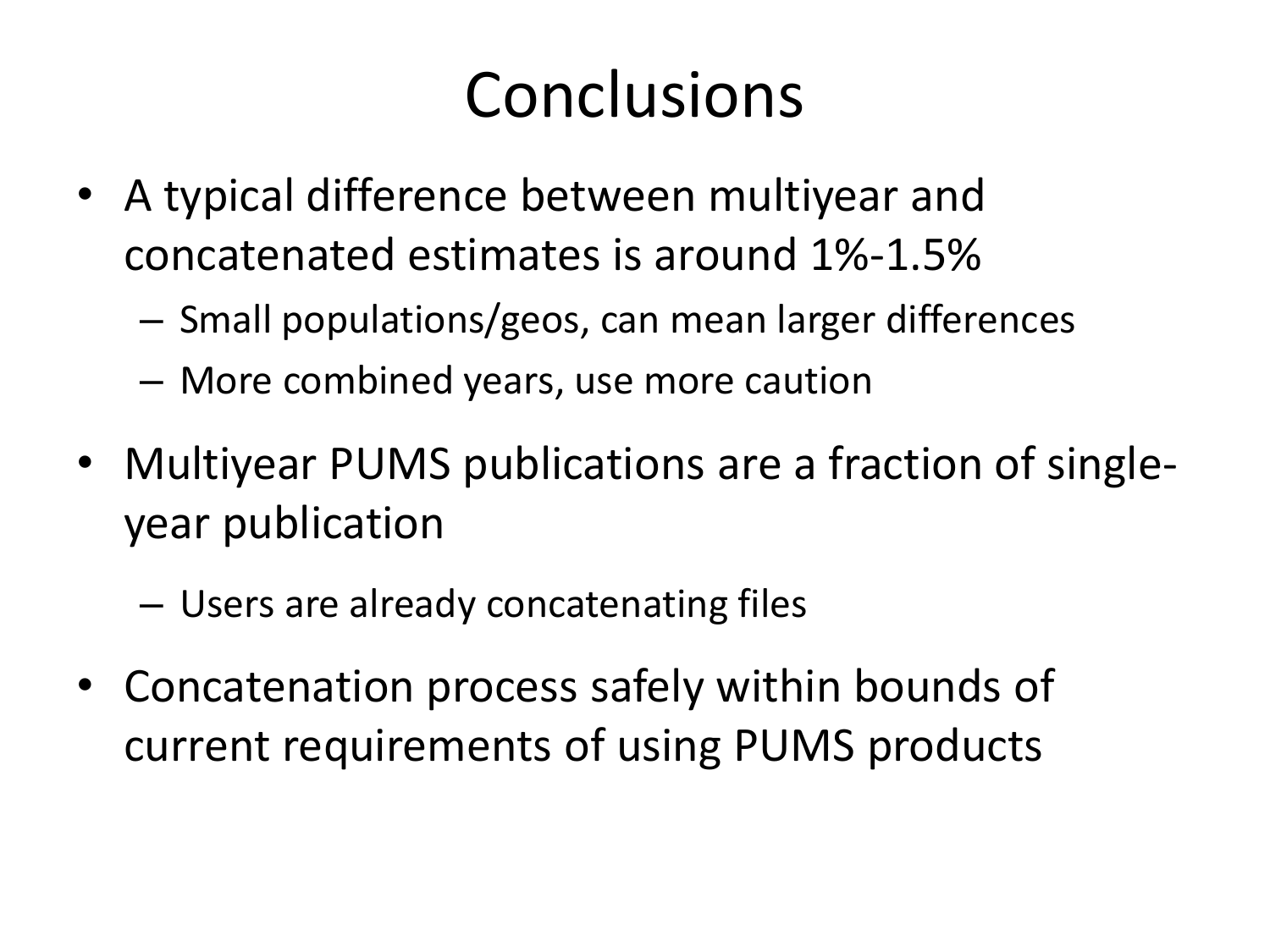# Conclusions

- A typical difference between multiyear and concatenated estimates is around 1%-1.5%
  - Small populations/geos, can mean larger differences
  - More combined years, use more caution
- Multiyear PUMS publications are a fraction of single-year publication
  - Users are already concatenating files
- Concatenation process safely within bounds of current requirements of using PUMS products